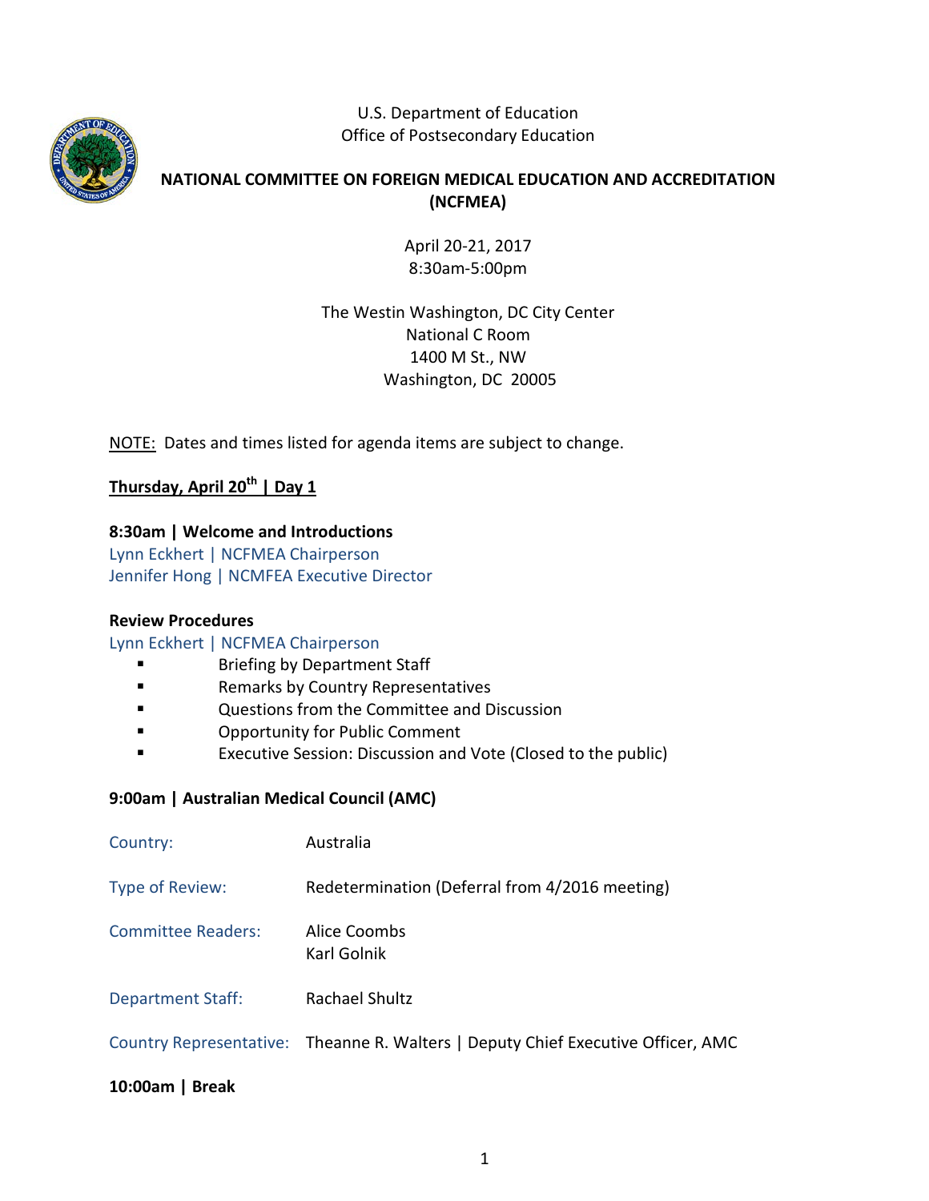U.S. Department of Education
Office of Postsecondary Education

# NATIONAL COMMITTEE ON FOREIGN MEDICAL EDUCATION AND ACCREDITATION (NCFMEA)

April 20-21, 2017
8:30am-5:00pm

The Westin Washington, DC City Center
National C Room
1400 M St., NW
Washington, DC 20005

NOTE: Dates and times listed for agenda items are subject to change.

## Thursday, April 20th | Day 1

**8:30am | Welcome and Introductions**
Lynn Eckhert | NCFMEA Chairperson
Jennifer Hong | NCMFEA Executive Director

**Review Procedures**
Lynn Eckhert | NCFMEA Chairperson

- Briefing by Department Staff
- Remarks by Country Representatives
- Questions from the Committee and Discussion
- Opportunity for Public Comment
- Executive Session: Discussion and Vote (Closed to the public)

**9:00am | Australian Medical Council (AMC)**

| | |
|---|---|
| Country: | Australia |
| Type of Review: | Redetermination (Deferral from 4/2016 meeting) |
| Committee Readers: | Alice Coombs<br>Karl Golnik |
| Department Staff: | Rachael Shultz |
| Country Representative: | Theanne R. Walters \| Deputy Chief Executive Officer, AMC |

**10:00am | Break**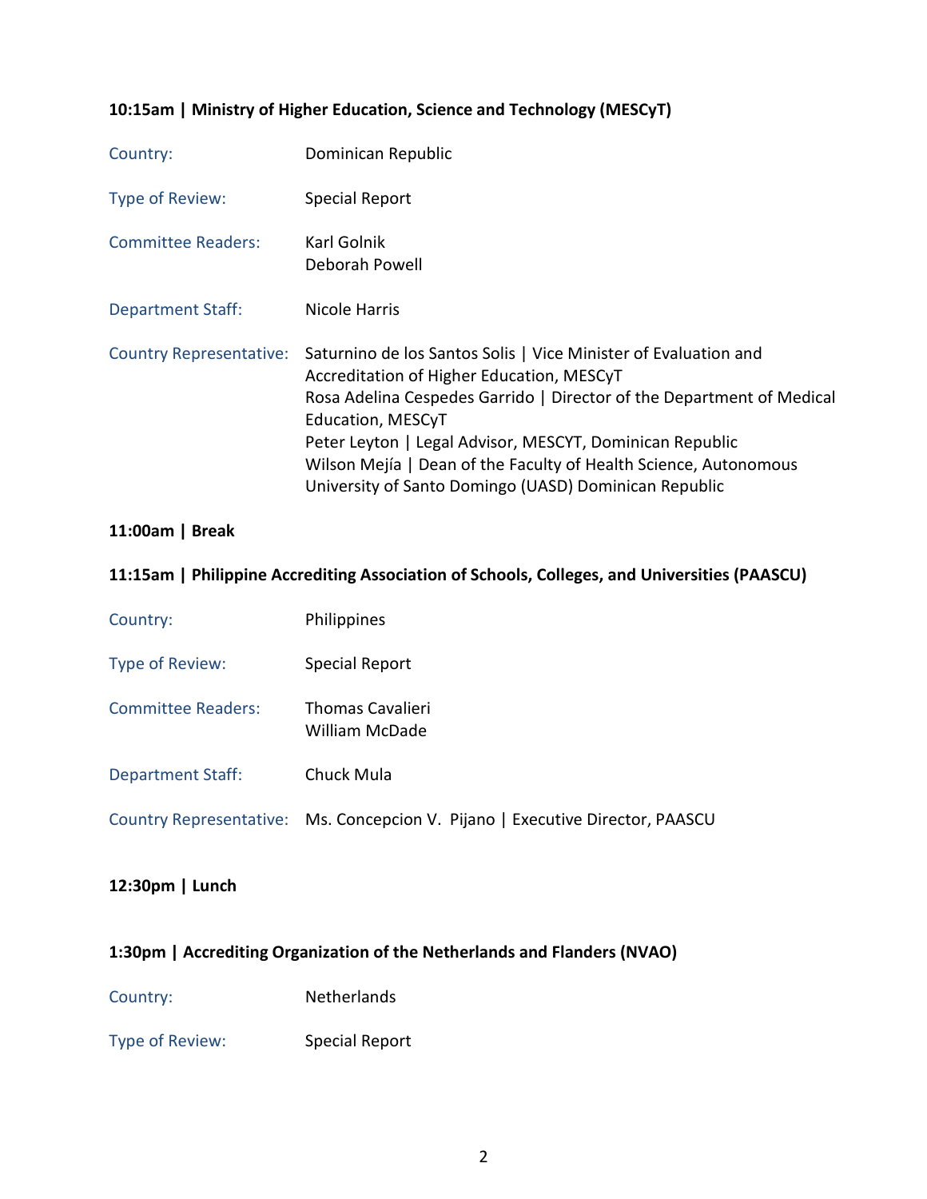**10:15am | Ministry of Higher Education, Science and Technology (MESCyT)**

| | |
|---|---|
| Country: | Dominican Republic |
| Type of Review: | Special Report |
| Committee Readers: | Karl Golnik<br>Deborah Powell |
| Department Staff: | Nicole Harris |
| Country Representative: | Saturnino de los Santos Solis \| Vice Minister of Evaluation and Accreditation of Higher Education, MESCyT<br>Rosa Adelina Cespedes Garrido \| Director of the Department of Medical Education, MESCyT<br>Peter Leyton \| Legal Advisor, MESCYT, Dominican Republic<br>Wilson Mejía \| Dean of the Faculty of Health Science, Autonomous University of Santo Domingo (UASD) Dominican Republic |

**11:00am | Break**

**11:15am | Philippine Accrediting Association of Schools, Colleges, and Universities (PAASCU)**

| | |
|---|---|
| Country: | Philippines |
| Type of Review: | Special Report |
| Committee Readers: | Thomas Cavalieri<br>William McDade |
| Department Staff: | Chuck Mula |
| Country Representative: | Ms. Concepcion V. Pijano \| Executive Director, PAASCU |

**12:30pm | Lunch**

**1:30pm | Accrediting Organization of the Netherlands and Flanders (NVAO)**

| | |
|---|---|
| Country: | Netherlands |
| Type of Review: | Special Report |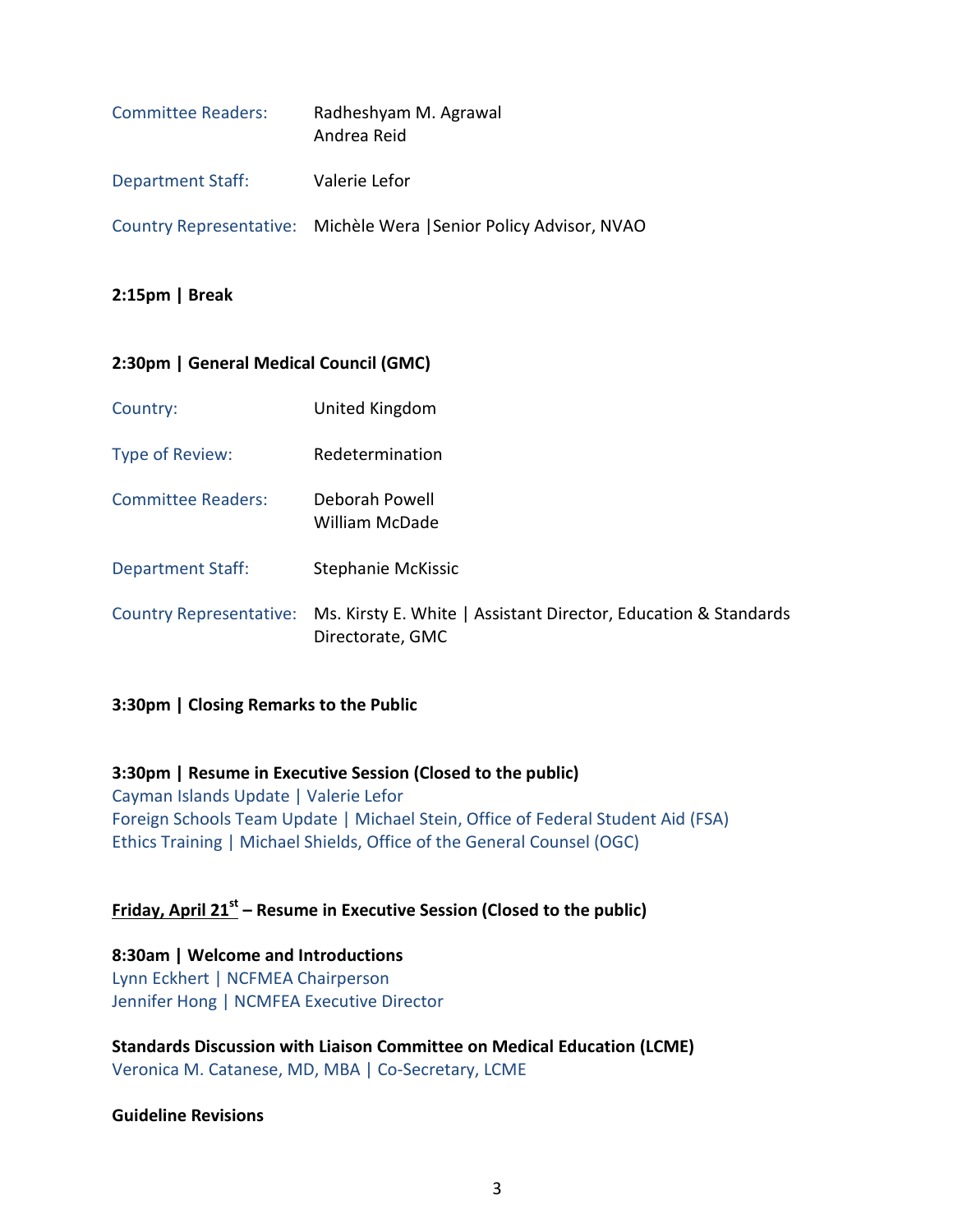Committee Readers: Radheshyam M. Agrawal
Andrea Reid

Department Staff: Valerie Lefor

Country Representative: Michèle Wera |Senior Policy Advisor, NVAO

**2:15pm | Break**

**2:30pm | General Medical Council (GMC)**

Country: United Kingdom

Type of Review: Redetermination

Committee Readers: Deborah Powell
William McDade

Department Staff: Stephanie McKissic

Country Representative: Ms. Kirsty E. White | Assistant Director, Education & Standards Directorate, GMC

**3:30pm | Closing Remarks to the Public**

**3:30pm | Resume in Executive Session (Closed to the public)**
Cayman Islands Update | Valerie Lefor
Foreign Schools Team Update | Michael Stein, Office of Federal Student Aid (FSA)
Ethics Training | Michael Shields, Office of the General Counsel (OGC)

**Friday, April 21st – Resume in Executive Session (Closed to the public)**

**8:30am | Welcome and Introductions**
Lynn Eckhert | NCFMEA Chairperson
Jennifer Hong | NCMFEA Executive Director

**Standards Discussion with Liaison Committee on Medical Education (LCME)**
Veronica M. Catanese, MD, MBA | Co-Secretary, LCME

**Guideline Revisions**